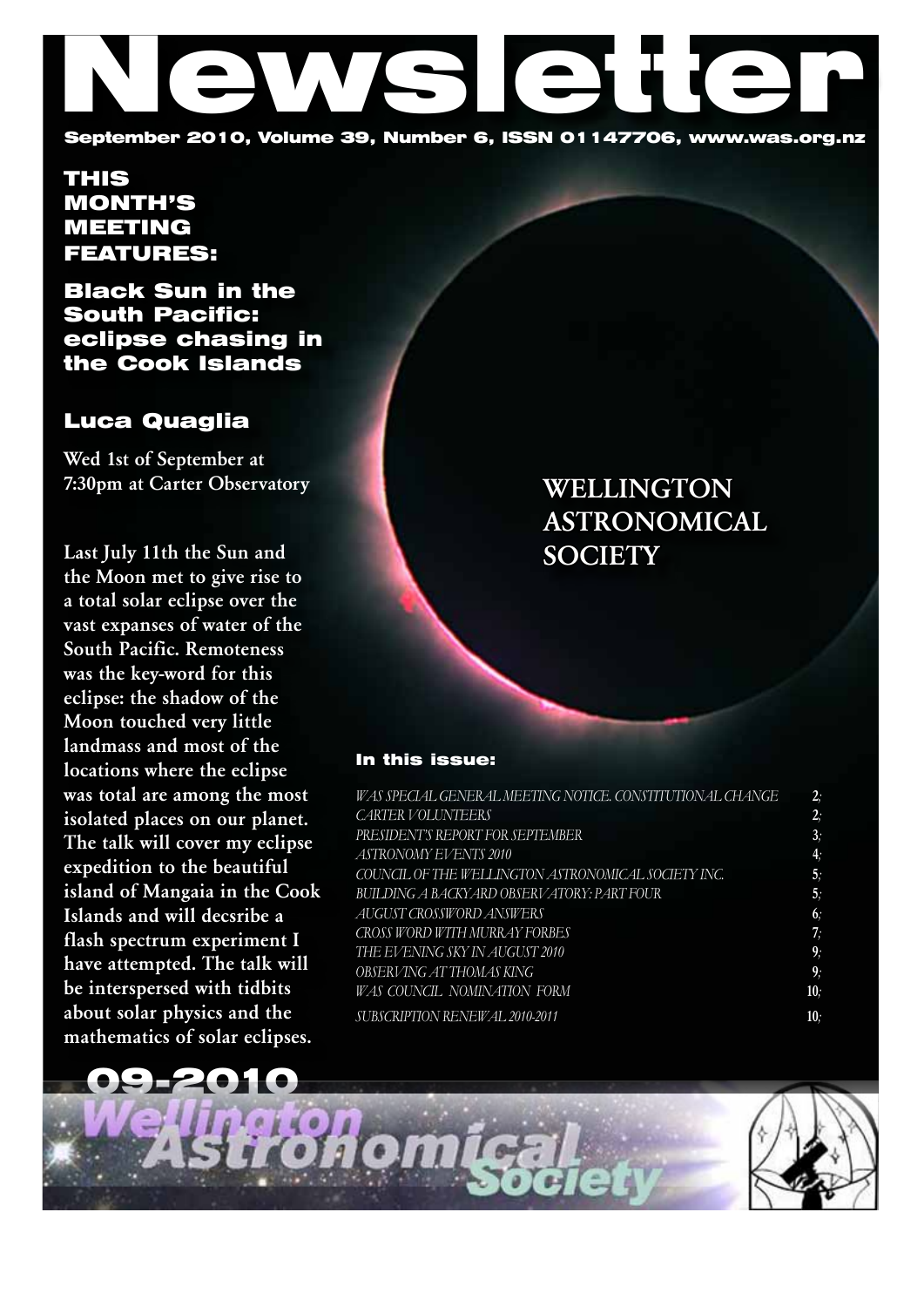# Newsletter

**September 2010, Volume 39, Number 6, ISSN 01147706, www.was.org.nz**

## THIS MONTH'S MEETING FEATURES:

## Black Sun in the South Pacific: eclipse chasing in the Cook Islands

### Luca Quaglia

**Wed 1st of September at 7:30pm at Carter Observatory**

**Last July 11th the Sun and the Moon met to give rise to a total solar eclipse over the vast expanses of water of the South Pacific. Remoteness was the key-word for this eclipse: the shadow of the Moon touched very little landmass and most of the locations where the eclipse was total are among the most isolated places on our planet. The talk will cover my eclipse expedition to the beautiful island of Mangaia in the Cook Islands and will decsribe a flash spectrum experiment I have attempted. The talk will be interspersed with tidbits about solar physics and the mathematics of solar eclipses.**

# WELLINGTON ASTRONOMICAL SOCIETY

### In this issue:

| | |
|---|---|
| *WAS SPECIAL GENERAL MEETING NOTICE. CONSTITUTIONAL CHANGE* | 2; |
| *CARTER VOLUNTEERS* | 2; |
| *PRESIDENT'S REPORT FOR SEPTEMBER* | 3; |
| *ASTRONOMY EVENTS 2010* | 4; |
| *COUNCIL OF THE WELLINGTON ASTRONOMICAL SOCIETY INC.* | 5; |
| *BUILDING A BACKYARD OBSERVATORY: PART FOUR* | 5; |
| *AUGUST CROSSWORD ANSWERS* | 6; |
| *CROSS WORD WITH MURRAY FORBES* | 7; |
| *THE EVENING SKY IN AUGUST 2010* | 9; |
| *OBSERVING AT THOMAS KING* | 9; |
| *WAS COUNCIL NOMINATION FORM* | 10; |
| *SUBSCRIPTION RENEWAL 2010-2011* | 10; |

09-2010

Wellington Astronomical Society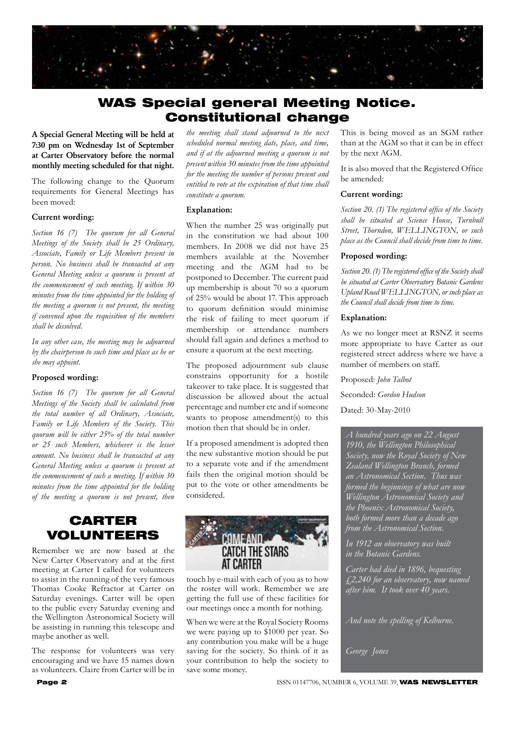# WAS Special general Meeting Notice. Constitutional change

**A Special General Meeting will be held at 7:30 pm on Wednesday 1st of September at Carter Observatory before the normal monthly meeting scheduled for that night.**

The following change to the Quorum requirements for General Meetings has been moved:

**Current wording:**

*Section 16 (7) The quorum for all General Meetings of the Society shall be 25 Ordinary, Associate, Family or Life Members present in person. No business shall be transacted at any General Meeting unless a quorum is present at the commencement of such meeting. If within 30 minutes from the time appointed for the holding of the meeting a quorum is not present, the meeting if convened upon the requisition of the members shall be dissolved.*

*In any other case, the meeting may be adjourned by the chairperson to such time and place as he or she may appoint.*

**Proposed wording:**

*Section 16 (7) The quorum for all General Meetings of the Society shall be calculated from the total number of all Ordinary, Associate, Family or Life Members of the Society. This quorum will be either 25% of the total number or 25 such Members, whichever is the lesser amount. No business shall be transacted at any General Meeting unless a quorum is present at the commencement of such a meeting. If within 30 minutes from the time appointed for the holding of the meeting a quorum is not present, then the meeting shall stand adjourned to the next scheduled normal meeting date, place, and time, and if at the adjourned meeting a quorum is not present within 30 minutes from the time appointed for the meeting the number of persons present and entitled to vote at the expiration of that time shall constitute a quorum.*

**Explanation:**

When the number 25 was originally put in the constitution we had about 100 members. In 2008 we did not have 25 members available at the November meeting and the AGM had to be postponed to December. The current paid up membership is about 70 so a quorum of 25% would be about 17. This approach to quorum definition would minimise the risk of failing to meet quorum if membership or attendance numbers should fall again and defines a method to ensure a quorum at the next meeting.

The proposed adjournment sub clause constrains opportunity for a hostile takeover to take place. It is suggested that discussion be allowed about the actual percentage and number etc and if someone wants to propose amendment(s) to this motion then that should be in order.

If a proposed amendment is adopted then the new substantive motion should be put to a separate vote and if the amendment fails then the original motion should be put to the vote or other amendments be considered.

This is being moved as an SGM rather than at the AGM so that it can be in effect by the next AGM.

It is also moved that the Registered Office be amended:

**Current wording:**

*Section 20. (1) The registered office of the Society shall be situated at Science House, Turnbull Street, Thorndon, WELLINGTON, or such place as the Council shall decide from time to time.*

**Proposed wording:**

*Section 20. (1) The registered office of the Society shall be situated at Carter Observatory Botanic Gardens Upland Road WELLINGTON, or such place as the Council shall decide from time to time.*

**Explanation:**

As we no longer meet at RSNZ it seems more appropriate to have Carter as our registered street address where we have a number of members on staff.

Proposed: *John Talbot*

Seconded: *Gordon Hudson*

Dated: 30-May-2010

# CARTER VOLUNTEERS

Remember we are now based at the New Carter Observatory and at the first meeting at Carter I called for volunteers to assist in the running of the very famous Thomas Cooke Refractor at Carter on Saturday evenings. Carter will be open to the public every Saturday evening and the Wellington Astronomical Society will be assisting in running this telescope and maybe another as well.

The response for volunteers was very encouraging and we have 15 names down as volunteers. Claire from Carter will be in touch by e-mail with each of you as to how the roster will work. Remember we are getting the full use of these facilities for our meetings once a month for nothing.

When we were at the Royal Society Rooms we were paying up to $1000 per year. So any contribution you make will be a huge saving for the society. So think of it as your contribution to help the society to save some money.

COME AND CATCH THE STARS AT CARTER

*A hundred years ago on 22 August 1910, the Wellington Philosophical Society, now the Royal Society of New Zealand Wellington Branch, formed an Astronomical Section. Thus was formed the beginnings of what are now Wellington Astronomical Society and the Phoenix Astronomical Society, both formed more than a decade ago from the Astronomical Section.*

*In 1912 an observatory was built in the Botanic Gardens.*

*Carter had died in 1896, bequesting £2,240 for an observatory, now named after him. It took over 40 years.*

*And note the spelling of Kelburne.*

*George Jones*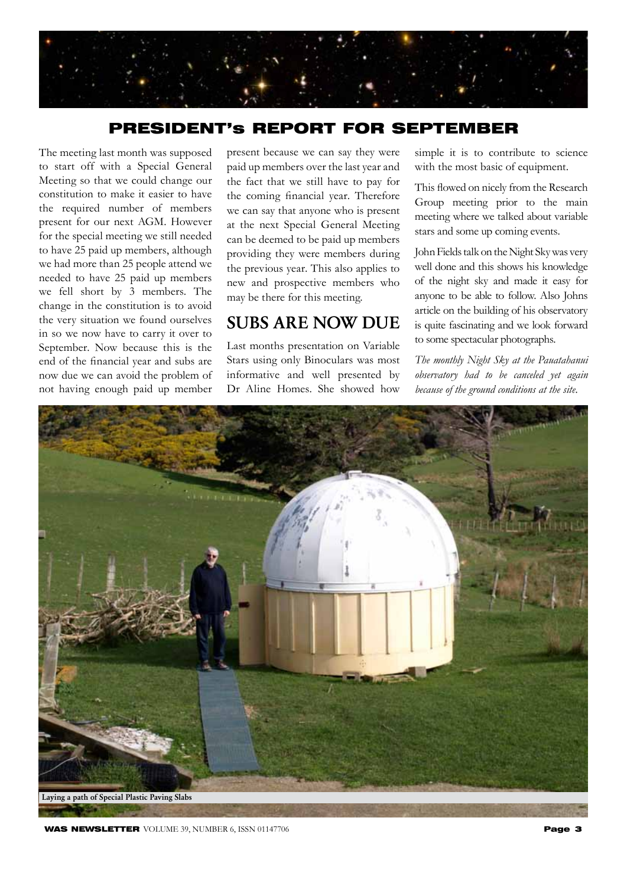# PRESIDENT's REPORT FOR SEPTEMBER

The meeting last month was supposed to start off with a Special General Meeting so that we could change our constitution to make it easier to have the required number of members present for our next AGM. However for the special meeting we still needed to have 25 paid up members, although we had more than 25 people attend we needed to have 25 paid up members we fell short by 3 members. The change in the constitution is to avoid the very situation we found ourselves in so we now have to carry it over to September. Now because this is the end of the financial year and subs are now due we can avoid the problem of not having enough paid up member present because we can say they were paid up members over the last year and the fact that we still have to pay for the coming financial year. Therefore we can say that anyone who is present at the next Special General Meeting can be deemed to be paid up members providing they were members during the previous year. This also applies to new and prospective members who may be there for this meeting.

## SUBS ARE NOW DUE

Last months presentation on Variable Stars using only Binoculars was most informative and well presented by Dr Aline Homes. She showed how simple it is to contribute to science with the most basic of equipment.

This flowed on nicely from the Research Group meeting prior to the main meeting where we talked about variable stars and some up coming events.

John Fields talk on the Night Sky was very well done and this shows his knowledge of the night sky and made it easy for anyone to be able to follow. Also Johns article on the building of his observatory is quite fascinating and we look forward to some spectacular photographs.

*The monthly Night Sky at the Pauatahanui observatory had to be canceled yet again because of the ground conditions at the site.*

**Laying a path of Special Plastic Paving Slabs**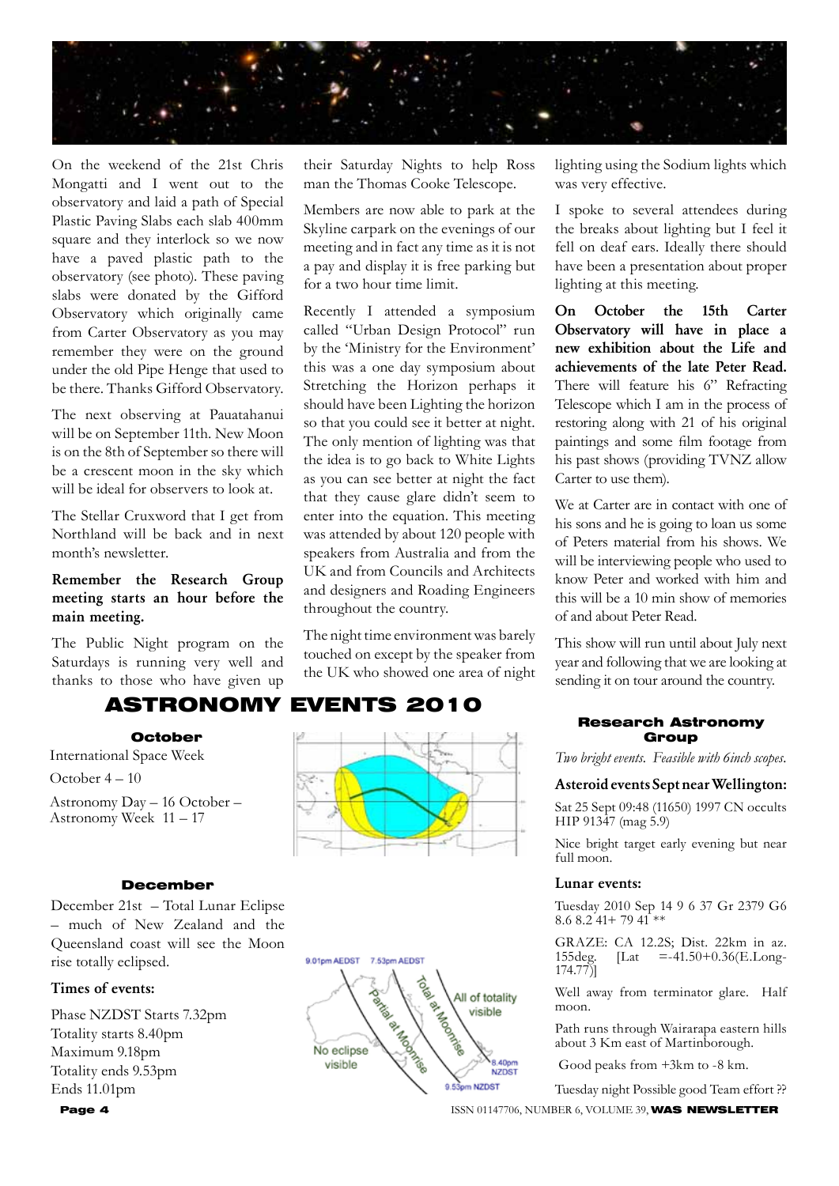On the weekend of the 21st Chris Mongatti and I went out to the observatory and laid a path of Special Plastic Paving Slabs each slab 400mm square and they interlock so we now have a paved plastic path to the observatory (see photo). These paving slabs were donated by the Gifford Observatory which originally came from Carter Observatory as you may remember they were on the ground under the old Pipe Henge that used to be there. Thanks Gifford Observatory.

The next observing at Pauatahanui will be on September 11th. New Moon is on the 8th of September so there will be a crescent moon in the sky which will be ideal for observers to look at.

The Stellar Cruxword that I get from Northland will be back and in next month's newsletter.

**Remember the Research Group meeting starts an hour before the main meeting.**

The Public Night program on the Saturdays is running very well and thanks to those who have given up their Saturday Nights to help Ross man the Thomas Cooke Telescope.

Members are now able to park at the Skyline carpark on the evenings of our meeting and in fact any time as it is not a pay and display it is free parking but for a two hour time limit.

Recently I attended a symposium called "Urban Design Protocol" run by the 'Ministry for the Environment' this was a one day symposium about Stretching the Horizon perhaps it should have been Lighting the horizon so that you could see it better at night. The only mention of lighting was that the idea is to go back to White Lights as you can see better at night the fact that they cause glare didn't seem to enter into the equation. This meeting was attended by about 120 people with speakers from Australia and from the UK and from Councils and Architects and designers and Roading Engineers throughout the country.

The night time environment was barely touched on except by the speaker from the UK who showed one area of night lighting using the Sodium lights which was very effective.

I spoke to several attendees during the breaks about lighting but I feel it fell on deaf ears. Ideally there should have been a presentation about proper lighting at this meeting.

**On October the 15th Carter Observatory will have in place a new exhibition about the Life and achievements of the late Peter Read.** There will feature his 6" Refracting Telescope which I am in the process of restoring along with 21 of his original paintings and some film footage from his past shows (providing TVNZ allow Carter to use them).

We at Carter are in contact with one of his sons and he is going to loan us some of Peters material from his shows. We will be interviewing people who used to know Peter and worked with him and this will be a 10 min show of memories of and about Peter Read.

This show will run until about July next year and following that we are looking at sending it on tour around the country.

# ASTRONOMY EVENTS 2010

### October

International Space Week

October 4 – 10

Astronomy Day – 16 October – Astronomy Week 11 – 17

### December

December 21st – Total Lunar Eclipse – much of New Zealand and the Queensland coast will see the Moon rise totally eclipsed.

**Times of events:**

Phase NZDST Starts 7.32pm
Totality starts 8.40pm
Maximum 9.18pm
Totality ends 9.53pm
Ends 11.01pm

9.01pm AEDST
7.53pm AEDST
Partial at Moonrise
Total at Moonrise
All of totality visible
No eclipse visible
8.40pm NZDST
9.53pm NZDST

### Research Astronomy Group

*Two bright events. Feasible with 6inch scopes.*

**Asteroid events Sept near Wellington:**

Sat 25 Sept 09:48 (11650) 1997 CN occults HIP 91347 (mag 5.9)

Nice bright target early evening but near full moon.

**Lunar events:**

Tuesday 2010 Sep 14 9 6 37 Gr 2379 G6 8.6 8.2 41+ 79 41 **

GRAZE: CA 12.2S; Dist. 22km in az. 155deg. [Lat =-41.50+0.36(E.Long-174.77)]

Well away from terminator glare. Half moon.

Path runs through Wairarapa eastern hills about 3 Km east of Martinborough.

Good peaks from +3km to -8 km.

Tuesday night Possible good Team effort ??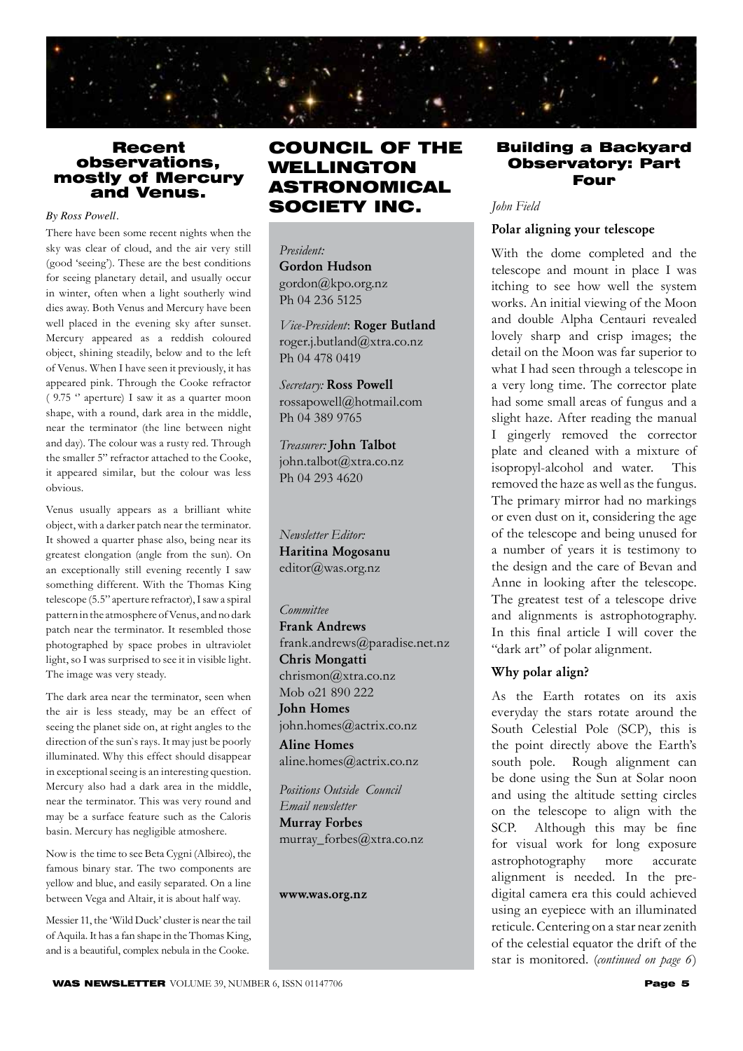## Recent observations, mostly of Mercury and Venus.

*By Ross Powell.*

There have been some recent nights when the sky was clear of cloud, and the air very still (good 'seeing'). These are the best conditions for seeing planetary detail, and usually occur in winter, often when a light southerly wind dies away. Both Venus and Mercury have been well placed in the evening sky after sunset. Mercury appeared as a reddish coloured object, shining steadily, below and to the left of Venus. When I have seen it previously, it has appeared pink. Through the Cooke refractor ( 9.75 " aperture) I saw it as a quarter moon shape, with a round, dark area in the middle, near the terminator (the line between night and day). The colour was a rusty red. Through the smaller 5" refractor attached to the Cooke, it appeared similar, but the colour was less obvious.

Venus usually appears as a brilliant white object, with a darker patch near the terminator. It showed a quarter phase also, being near its greatest elongation (angle from the sun). On an exceptionally still evening recently I saw something different. With the Thomas King telescope (5.5" aperture refractor), I saw a spiral pattern in the atmosphere of Venus, and no dark patch near the terminator. It resembled those photographed by space probes in ultraviolet light, so I was surprised to see it in visible light. The image was very steady.

The dark area near the terminator, seen when the air is less steady, may be an effect of seeing the planet side on, at right angles to the direction of the sun`s rays. It may just be poorly illuminated. Why this effect should disappear in exceptional seeing is an interesting question. Mercury also had a dark area in the middle, near the terminator. This was very round and may be a surface feature such as the Caloris basin. Mercury has negligible atmoshere.

Now is the time to see Beta Cygni (Albireo), the famous binary star. The two components are yellow and blue, and easily separated. On a line between Vega and Altair, it is about half way.

Messier 11, the 'Wild Duck' cluster is near the tail of Aquila. It has a fan shape in the Thomas King, and is a beautiful, complex nebula in the Cooke.

## COUNCIL OF THE WELLINGTON ASTRONOMICAL SOCIETY INC.

*President:*
**Gordon Hudson**
gordon@kpo.org.nz
Ph 04 236 5125

*Vice-President*: **Roger Butland**
roger.j.butland@xtra.co.nz
Ph 04 478 0419

*Secretary:* **Ross Powell**
rossapowell@hotmail.com
Ph 04 389 9765

*Treasurer:* **John Talbot**
john.talbot@xtra.co.nz
Ph 04 293 4620

*Newsletter Editor:*
**Haritina Mogosanu**
editor@was.org.nz

*Committee*
**Frank Andrews**
frank.andrews@paradise.net.nz
**Chris Mongatti**
chrismon@xtra.co.nz
Mob o21 890 222
**John Homes**
john.homes@actrix.co.nz
**Aline Homes**
aline.homes@actrix.co.nz

*Positions Outside Council*
*Email newsletter*
**Murray Forbes**
murray_forbes@xtra.co.nz

**www.was.org.nz**

## Building a Backyard Observatory: Part Four

*John Field*

**Polar aligning your telescope**

With the dome completed and the telescope and mount in place I was itching to see how well the system works. An initial viewing of the Moon and double Alpha Centauri revealed lovely sharp and crisp images; the detail on the Moon was far superior to what I had seen through a telescope in a very long time. The corrector plate had some small areas of fungus and a slight haze. After reading the manual I gingerly removed the corrector plate and cleaned with a mixture of isopropyl-alcohol and water. This removed the haze as well as the fungus. The primary mirror had no markings or even dust on it, considering the age of the telescope and being unused for a number of years it is testimony to the design and the care of Bevan and Anne in looking after the telescope. The greatest test of a telescope drive and alignments is astrophotography. In this final article I will cover the "dark art" of polar alignment.

**Why polar align?**

As the Earth rotates on its axis everyday the stars rotate around the South Celestial Pole (SCP), this is the point directly above the Earth's south pole. Rough alignment can be done using the Sun at Solar noon and using the altitude setting circles on the telescope to align with the SCP. Although this may be fine for visual work for long exposure astrophotography more accurate alignment is needed. In the pre-digital camera era this could achieved using an eyepiece with an illuminated reticule. Centering on a star near zenith of the celestial equator the drift of the star is monitored. (*continued on page 6*)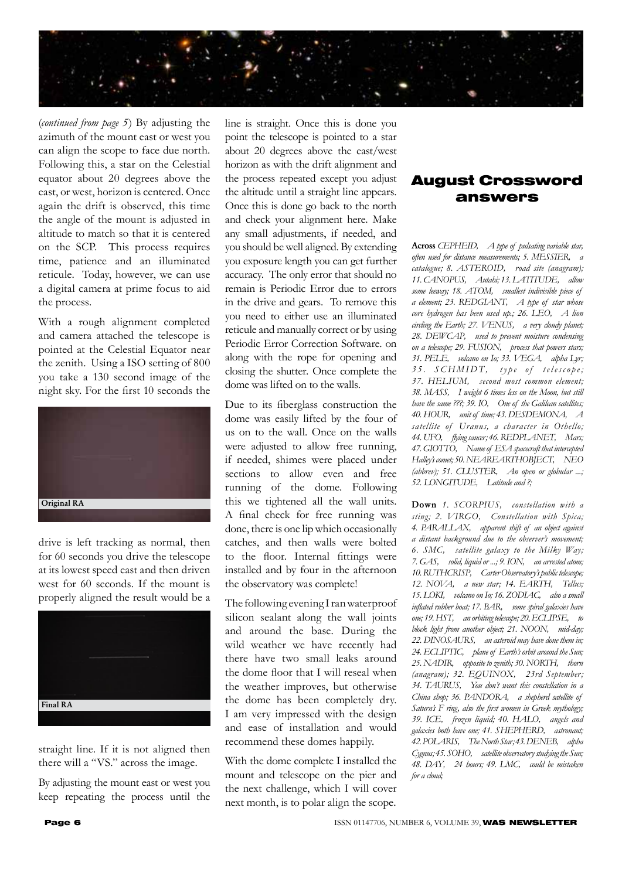(*continued from page 5*) By adjusting the azimuth of the mount east or west you can align the scope to face due north. Following this, a star on the Celestial equator about 20 degrees above the east, or west, horizon is centered. Once again the drift is observed, this time the angle of the mount is adjusted in altitude to match so that it is centered on the SCP. This process requires time, patience and an illuminated reticule. Today, however, we can use a digital camera at prime focus to aid the process.

With a rough alignment completed and camera attached the telescope is pointed at the Celestial Equator near the zenith. Using a ISO setting of 800 you take a 130 second image of the night sky. For the first 10 seconds the drive is left tracking as normal, then for 60 seconds you drive the telescope at its lowest speed east and then driven west for 60 seconds. If the mount is properly aligned the result would be a straight line. If it is not aligned then there will a "VS." across the image.

Original RA

Final RA

By adjusting the mount east or west you keep repeating the process until the line is straight. Once this is done you point the telescope is pointed to a star about 20 degrees above the east/west horizon as with the drift alignment and the process repeated except you adjust the altitude until a straight line appears. Once this is done go back to the north and check your alignment here. Make any small adjustments, if needed, and you should be well aligned. By extending you exposure length you can get further accuracy. The only error that should no remain is Periodic Error due to errors in the drive and gears. To remove this you need to either use an illuminated reticule and manually correct or by using Periodic Error Correction Software. on along with the rope for opening and closing the shutter. Once complete the dome was lifted on to the walls.

Due to its fiberglass construction the dome was easily lifted by the four of us on to the wall. Once on the walls were adjusted to allow free running, if needed, shimes were placed under sections to allow even and free running of the dome. Following this we tightened all the wall units. A final check for free running was done, there is one lip which occasionally catches, and then walls were bolted to the floor. Internal fittings were installed and by four in the afternoon the observatory was complete!

The following evening I ran waterproof silicon sealant along the wall joints and around the base. During the wild weather we have recently had there have two small leaks around the dome floor that I will reseal when the weather improves, but otherwise the dome has been completely dry. I am very impressed with the design and ease of installation and would recommend these domes happily.

With the dome complete I installed the mount and telescope on the pier and the next challenge, which I will cover next month, is to polar align the scope.

## August Crossword answers

**Across** *CEPHEID, A type of pulsating variable star, often used for distance measurements; 5. MESSIER, a catalogue; 8. ASTEROID, road site (anagram); 11. CANOPUS, Autahi; 13. LATITUDE, allow some leeway; 18. ATOM, smallest indivisible piece of a element; 23. REDGIANT, A type of star whose core hydrogen has been used up.; 26. LEO, A lion circling the Earth; 27. VENUS, a very cloudy planet; 28. DEWCAP, used to prevent moisture condensing on a telescope; 29. FUSION, process that powers stars; 31. PELE, volcano on Io; 33. VEGA, alpha Lyr; 35. SCHMIDT, type of telescope; 37. HELIUM, second most common element; 38. MASS, I weight 6 times less on the Moon, but still have the same ???; 39. IO, One of the Galilean satellites; 40. HOUR, unit of time; 43. DESDEMONA, A satellite of Uranus, a character in Othello; 44. UFO, flying saucer; 46. REDPLANET, Mars; 47. GIOTTO, Name of ESA spacecraft that intercepted Halley's comet; 50. NEAREARTHOBJECT, NEO (abbrev); 51. CLUSTER, An open or globular ...; 52. LONGITUDE, Latitude and ?;*

**Down** *1. SCORPIUS, constellation with a sting; 2. VIRGO, Constellation with Spica; 4. PARALLAX, apparent shift of an object against a distant background due to the observer's movement; 6. SMC, satellite galaxy to the Milky Way; 7. GAS, solid, liquid or ...; 9. ION, an arrested atom; 10. RUTHCRISP, Carter Observatory's public telescope; 12. NOVA, a new star; 14. EARTH, Tellus; 15. LOKI, volcano on Io; 16. ZODIAC, also a small inflated rubber boat; 17. BAR, some spiral galaxies have one; 19. HST, an orbiting telescope; 20. ECLIPSE, to block light from another object; 21. NOON, mid-day; 22. DINOSAURS, an asteroid may have done them in; 24. ECLIPTIC, plane of Earth's orbit around the Sun; 25. NADIR, opposite to zenith; 30. NORTH, thorn (anagram); 32. EQUINOX, 23rd September; 34. TAURUS, You don't want this constellation in a China shop; 36. PANDORA, a shepherd satellite of Saturn's F ring, also the first women in Greek mythology; 39. ICE, frozen liquid; 40. HALO, angels and galaxies both have one; 41. SHEPHERD, astronaut; 42. POLARIS, The North Star; 43. DENEB, alpha Cygnus; 45. SOHO, satellite observatory studying the Sun; 48. DAY, 24 hours; 49. LMC, could be mistaken for a cloud;*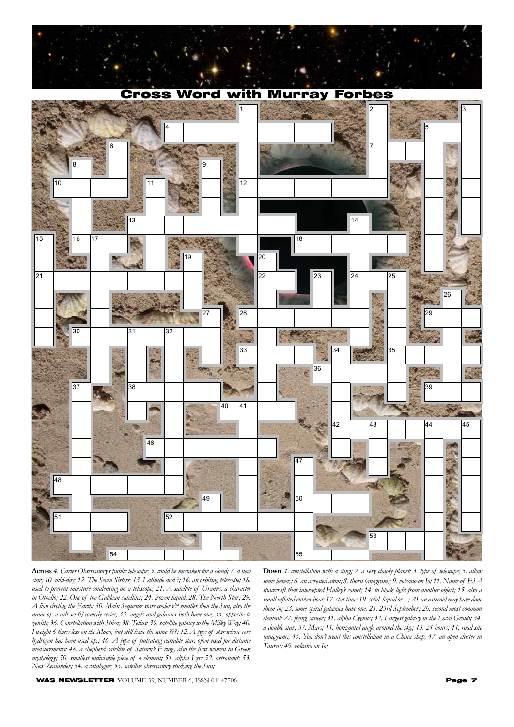# Cross Word with Murray Forbes

**Across** *4. Carter Observatory's public telescope; 5. could be mistaken for a cloud; 7. a new star; 10. mid-day; 12. The Seven Sisters; 13. Latitude and ?; 16. an orbiting telescope; 18. used to prevent moisture condensing on a telescope; 21. A satellite of Uranus, a character in Othello; 22. One of the Galilean satellites; 24. frozen liquid; 28. The North Star; 29. A lion circling the Earth; 30. Main Sequence stars cooler & smaller then the Sun, also the name of a cult sci fi/comedy series; 33. angels and galaxies both have one; 35. opposite to zenith; 36. Constellation with Spica; 38. Tellus; 39. satellite galaxy to the Milky Way; 40. I weight 6 times less on the Moon, but still have the same ???; 42. A type of star whose core hydrogen has been used up.; 46. A type of pulsating variable star, often used for distance measurements; 48. a shepherd satellite of Saturn's F ring, also the first women in Greek mythology; 50. smallest indivisible piece of a element; 51. alpha Lyr; 52. astronaut; 53. New Zealander; 54. a catalogue; 55. satellite observatory studying the Sun;*

**Down** *1. constellation with a sting; 2. a very cloudy planet; 3. type of telescope; 5. allow some leeway; 6. an arrested atom; 8. thorn (anagram); 9. volcano on Io; 11. Name of ESA spacecraft that intercepted Halley's comet; 14. to block light from another object; 15. also a double star; 17. star time; 19. solid, liquid or ...; 20. an asteroid may have done them in; 23. some spiral galaxies have one; 25. 23rd September; 26. second most common element; 27. flying saucer; 31. alpha Cygnus; 32. Largest galaxy in the Local Group; 34. a double star; 37. Mars; 41. horizontal angle around the sky; 43. 24 hours; 44. road site (anagram); 45. You don't want this constellation in a China shop; 47. an open cluster in Taurus; 49. volcano on Io;*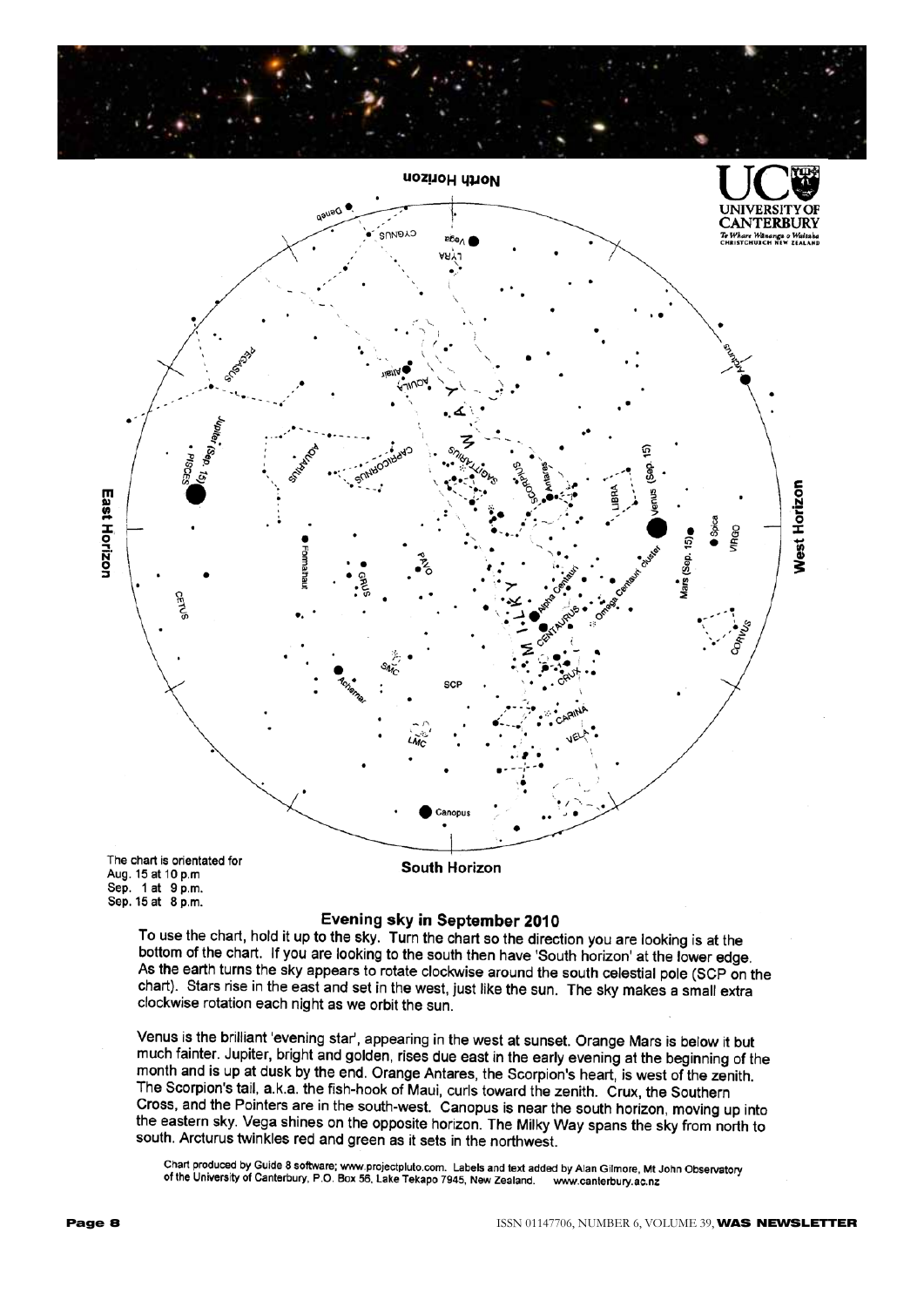North Horizon

East Horizon

West Horizon

South Horizon

The chart is orientated for
Aug. 15 at 10 p.m
Sep. 1 at 9 p.m.
Sep. 15 at 8 p.m.

## Evening sky in September 2010

To use the chart, hold it up to the sky. Turn the chart so the direction you are looking is at the bottom of the chart. If you are looking to the south then have 'South horizon' at the lower edge. As the earth turns the sky appears to rotate clockwise around the south celestial pole (SCP on the chart). Stars rise in the east and set in the west, just like the sun. The sky makes a small extra clockwise rotation each night as we orbit the sun.

Venus is the brilliant 'evening star', appearing in the west at sunset. Orange Mars is below it but much fainter. Jupiter, bright and golden, rises due east in the early evening at the beginning of the month and is up at dusk by the end. Orange Antares, the Scorpion's heart, is west of the zenith. The Scorpion's tail, a.k.a. the fish-hook of Maui, curls toward the zenith. Crux, the Southern Cross, and the Pointers are in the south-west. Canopus is near the south horizon, moving up into the eastern sky. Vega shines on the opposite horizon. The Milky Way spans the sky from north to south. Arcturus twinkles red and green as it sets in the northwest.

Chart produced by Guide 8 software; www.projectpluto.com. Labels and text added by Alan Gilmore, Mt John Observatory of the University of Canterbury, P.O. Box 56, Lake Tekapo 7945, New Zealand. www.canterbury.ac.nz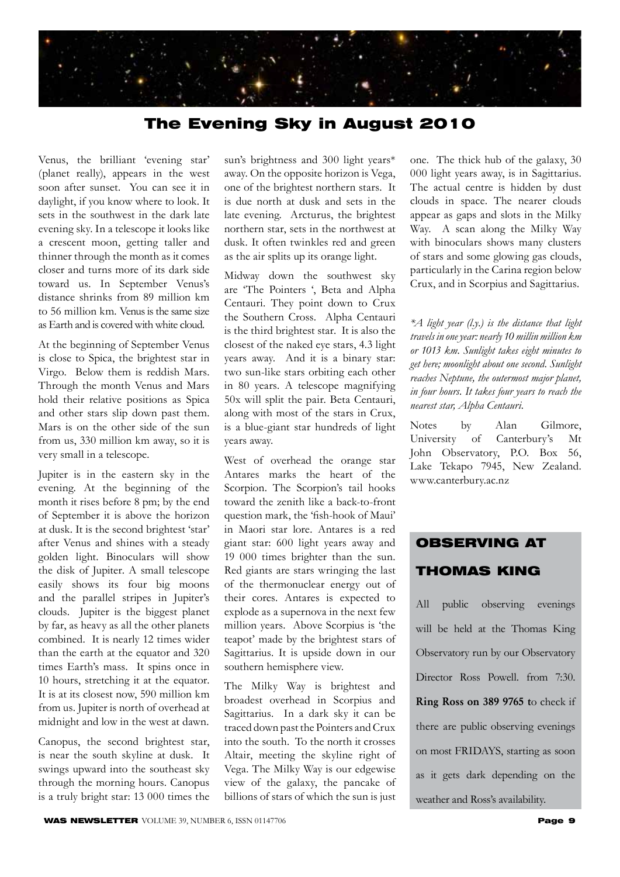# The Evening Sky in August 2010

Venus, the brilliant 'evening star' (planet really), appears in the west soon after sunset. You can see it in daylight, if you know where to look. It sets in the southwest in the dark late evening sky. In a telescope it looks like a crescent moon, getting taller and thinner through the month as it comes closer and turns more of its dark side toward us. In September Venus's distance shrinks from 89 million km to 56 million km. Venus is the same size as Earth and is covered with white cloud.

At the beginning of September Venus is close to Spica, the brightest star in Virgo. Below them is reddish Mars. Through the month Venus and Mars hold their relative positions as Spica and other stars slip down past them. Mars is on the other side of the sun from us, 330 million km away, so it is very small in a telescope.

Jupiter is in the eastern sky in the evening. At the beginning of the month it rises before 8 pm; by the end of September it is above the horizon at dusk. It is the second brightest 'star' after Venus and shines with a steady golden light. Binoculars will show the disk of Jupiter. A small telescope easily shows its four big moons and the parallel stripes in Jupiter's clouds. Jupiter is the biggest planet by far, as heavy as all the other planets combined. It is nearly 12 times wider than the earth at the equator and 320 times Earth's mass. It spins once in 10 hours, stretching it at the equator. It is at its closest now, 590 million km from us. Jupiter is north of overhead at midnight and low in the west at dawn.

Canopus, the second brightest star, is near the south skyline at dusk. It swings upward into the southeast sky through the morning hours. Canopus is a truly bright star: 13 000 times the sun's brightness and 300 light years* away. On the opposite horizon is Vega, one of the brightest northern stars. It is due north at dusk and sets in the late evening. Arcturus, the brightest northern star, sets in the northwest at dusk. It often twinkles red and green as the air splits up its orange light.

Midway down the southwest sky are 'The Pointers ', Beta and Alpha Centauri. They point down to Crux the Southern Cross. Alpha Centauri is the third brightest star. It is also the closest of the naked eye stars, 4.3 light years away. And it is a binary star: two sun-like stars orbiting each other in 80 years. A telescope magnifying 50x will split the pair. Beta Centauri, along with most of the stars in Crux, is a blue-giant star hundreds of light years away.

West of overhead the orange star Antares marks the heart of the Scorpion. The Scorpion's tail hooks toward the zenith like a back-to-front question mark, the 'fish-hook of Maui' in Maori star lore. Antares is a red giant star: 600 light years away and 19 000 times brighter than the sun. Red giants are stars wringing the last of the thermonuclear energy out of their cores. Antares is expected to explode as a supernova in the next few million years. Above Scorpius is 'the teapot' made by the brightest stars of Sagittarius. It is upside down in our southern hemisphere view.

The Milky Way is brightest and broadest overhead in Scorpius and Sagittarius. In a dark sky it can be traced down past the Pointers and Crux into the south. To the north it crosses Altair, meeting the skyline right of Vega. The Milky Way is our edgewise view of the galaxy, the pancake of billions of stars of which the sun is just one. The thick hub of the galaxy, 30 000 light years away, is in Sagittarius. The actual centre is hidden by dust clouds in space. The nearer clouds appear as gaps and slots in the Milky Way. A scan along the Milky Way with binoculars shows many clusters of stars and some glowing gas clouds, particularly in the Carina region below Crux, and in Scorpius and Sagittarius.

*\*A light year (l.y.) is the distance that light travels in one year: nearly 10 millin million km or 1013 km. Sunlight takes eight minutes to get here; moonlight about one second. Sunlight reaches Neptune, the outermost major planet, in four hours. It takes four years to reach the nearest star, Alpha Centauri.*

Notes by Alan Gilmore, University of Canterbury's Mt John Observatory, P.O. Box 56, Lake Tekapo 7945, New Zealand. www.canterbury.ac.nz

## OBSERVING AT THOMAS KING

All public observing evenings will be held at the Thomas King Observatory run by our Observatory Director Ross Powell. from 7:30. **Ring Ross on 389 9765 t**o check if there are public observing evenings on most FRIDAYS, starting as soon as it gets dark depending on the weather and Ross's availability.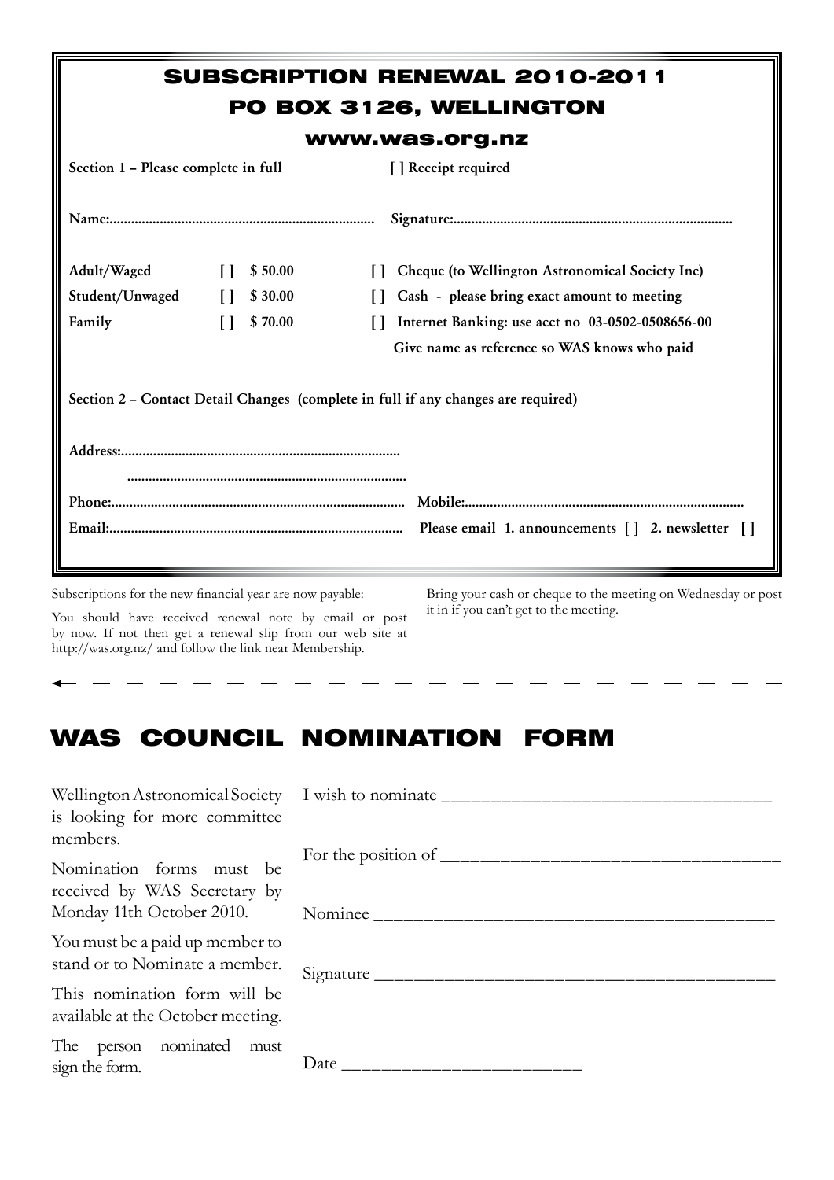# SUBSCRIPTION RENEWAL 2010-2011

## PO BOX 3126, WELLINGTON

### www.was.org.nz

**Section 1 – Please complete in full** **[ ] Receipt required**

**Name:........................................................................** **Signature:............................................................................**

| | | | |
|---|---|---|---|
| **Adult/Waged** | **[ ] $ 50.00** | **[ ]** | **Cheque (to Wellington Astronomical Society Inc)** |
| **Student/Unwaged** | **[ ] $ 30.00** | **[ ]** | **Cash - please bring exact amount to meeting** |
| **Family** | **[ ] $ 70.00** | **[ ]** | **Internet Banking: use acct no 03-0502-0508656-00** |
| | | | **Give name as reference so WAS knows who paid** |

**Section 2 – Contact Detail Changes (complete in full if any changes are required)**

**Address:............................................................................**

**............................................................................**

**Phone:................................................................................** **Mobile:............................................................................**

**Email:................................................................................** **Please email 1. announcements [ ] 2. newsletter [ ]**

Subscriptions for the new financial year are now payable:

You should have received renewal note by email or post by now. If not then get a renewal slip from our web site at http://was.org.nz/ and follow the link near Membership.

Bring your cash or cheque to the meeting on Wednesday or post it in if you can't get to the meeting.

# WAS COUNCIL NOMINATION FORM

Wellington Astronomical Society is looking for more committee members.

Nomination forms must be received by WAS Secretary by Monday 11th October 2010.

You must be a paid up member to stand or to Nominate a member.

This nomination form will be available at the October meeting.

The person nominated must sign the form.

I wish to nominate _________________________________

For the position of _________________________________

Nominee _________________________________________

Signature ________________________________________

Date ________________________